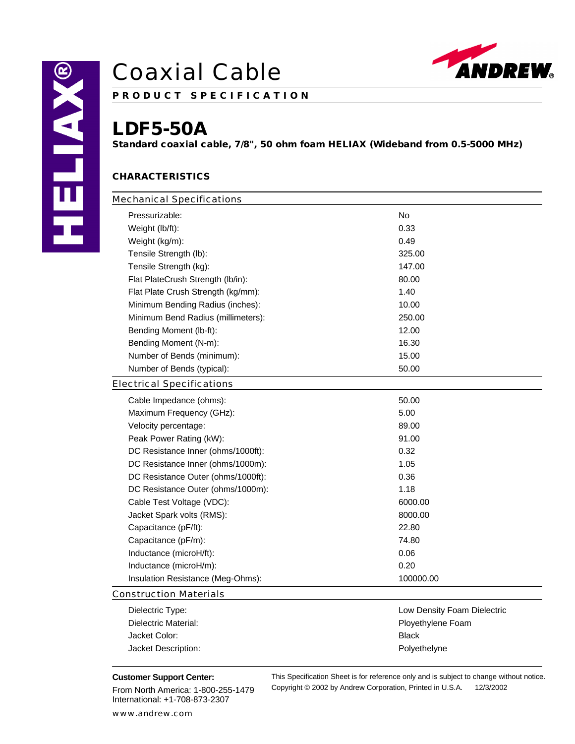# Coaxial Cable

**PRODUCT SPECIFICATION**

## LDF5-50A

**Standard coaxial cable, 7/8", 50 ohm foam HELIAX (Wideband from 0.5-5000 MHz)**

### CHARACTERISTICS

#### Mechanical Specifications

| | |
|---|---|
| Pressurizable: | No |
| Weight (lb/ft): | 0.33 |
| Weight (kg/m): | 0.49 |
| Tensile Strength (lb): | 325.00 |
| Tensile Strength (kg): | 147.00 |
| Flat PlateCrush Strength (lb/in): | 80.00 |
| Flat Plate Crush Strength (kg/mm): | 1.40 |
| Minimum Bending Radius (inches): | 10.00 |
| Minimum Bend Radius (millimeters): | 250.00 |
| Bending Moment (lb-ft): | 12.00 |
| Bending Moment (N-m): | 16.30 |
| Number of Bends (minimum): | 15.00 |
| Number of Bends (typical): | 50.00 |

#### Electrical Specifications

| | |
|---|---|
| Cable Impedance (ohms): | 50.00 |
| Maximum Frequency (GHz): | 5.00 |
| Velocity percentage: | 89.00 |
| Peak Power Rating (kW): | 91.00 |
| DC Resistance Inner (ohms/1000ft): | 0.32 |
| DC Resistance Inner (ohms/1000m): | 1.05 |
| DC Resistance Outer (ohms/1000ft): | 0.36 |
| DC Resistance Outer (ohms/1000m): | 1.18 |
| Cable Test Voltage (VDC): | 6000.00 |
| Jacket Spark volts (RMS): | 8000.00 |
| Capacitance (pF/ft): | 22.80 |
| Capacitance (pF/m): | 74.80 |
| Inductance (microH/ft): | 0.06 |
| Inductance (microH/m): | 0.20 |
| Insulation Resistance (Meg-Ohms): | 100000.00 |

#### Construction Materials

| | |
|---|---|
| Dielectric Type: | Low Density Foam Dielectric |
| Dielectric Material: | Ployethylene Foam |
| Jacket Color: | Black |
| Jacket Description: | Polyethelyne |

**Customer Support Center:**

From North America: 1-800-255-1479
International: +1-708-873-2307

www.andrew.com

This Specification Sheet is for reference only and is subject to change without notice.
Copyright © 2002 by Andrew Corporation, Printed in U.S.A. 12/3/2002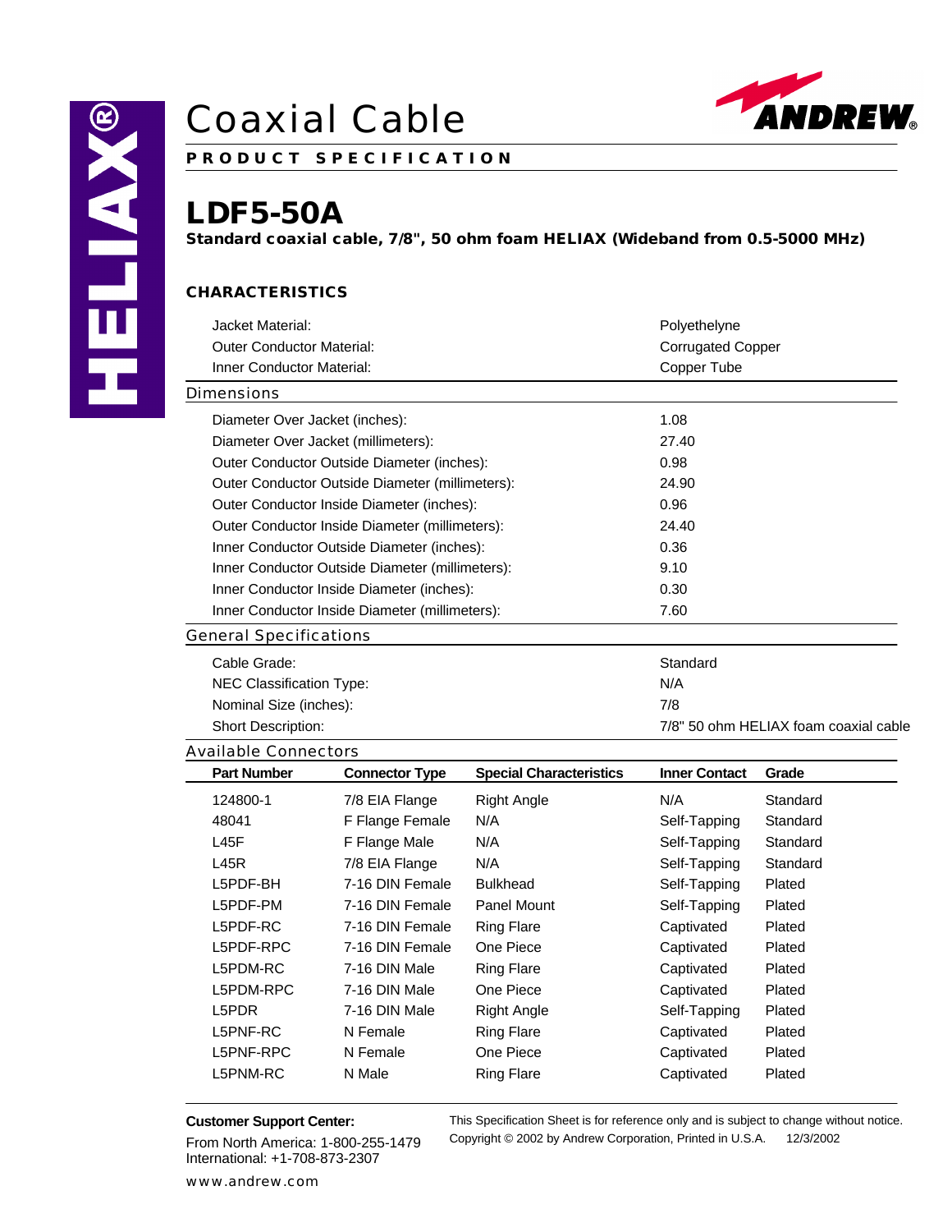# Coaxial Cable

**PRODUCT SPECIFICATION**

## LDF5-50A

**Standard coaxial cable, 7/8", 50 ohm foam HELIAX (Wideband from 0.5-5000 MHz)**

### CHARACTERISTICS

| | |
|---|---|
| Jacket Material: | Polyethelyne |
| Outer Conductor Material: | Corrugated Copper |
| Inner Conductor Material: | Copper Tube |

#### Dimensions

| | |
|---|---|
| Diameter Over Jacket (inches): | 1.08 |
| Diameter Over Jacket (millimeters): | 27.40 |
| Outer Conductor Outside Diameter (inches): | 0.98 |
| Outer Conductor Outside Diameter (millimeters): | 24.90 |
| Outer Conductor Inside Diameter (inches): | 0.96 |
| Outer Conductor Inside Diameter (millimeters): | 24.40 |
| Inner Conductor Outside Diameter (inches): | 0.36 |
| Inner Conductor Outside Diameter (millimeters): | 9.10 |
| Inner Conductor Inside Diameter (inches): | 0.30 |
| Inner Conductor Inside Diameter (millimeters): | 7.60 |

#### General Specifications

| | |
|---|---|
| Cable Grade: | Standard |
| NEC Classification Type: | N/A |
| Nominal Size (inches): | 7/8 |
| Short Description: | 7/8" 50 ohm HELIAX foam coaxial cable |

#### Available Connectors

| Part Number | Connector Type | Special Characteristics | Inner Contact | Grade |
|---|---|---|---|---|
| 124800-1 | 7/8 EIA Flange | Right Angle | N/A | Standard |
| 48041 | F Flange Female | N/A | Self-Tapping | Standard |
| L45F | F Flange Male | N/A | Self-Tapping | Standard |
| L45R | 7/8 EIA Flange | N/A | Self-Tapping | Standard |
| L5PDF-BH | 7-16 DIN Female | Bulkhead | Self-Tapping | Plated |
| L5PDF-PM | 7-16 DIN Female | Panel Mount | Self-Tapping | Plated |
| L5PDF-RC | 7-16 DIN Female | Ring Flare | Captivated | Plated |
| L5PDF-RPC | 7-16 DIN Female | One Piece | Captivated | Plated |
| L5PDM-RC | 7-16 DIN Male | Ring Flare | Captivated | Plated |
| L5PDM-RPC | 7-16 DIN Male | One Piece | Captivated | Plated |
| L5PDR | 7-16 DIN Male | Right Angle | Self-Tapping | Plated |
| L5PNF-RC | N Female | Ring Flare | Captivated | Plated |
| L5PNF-RPC | N Female | One Piece | Captivated | Plated |
| L5PNM-RC | N Male | Ring Flare | Captivated | Plated |

**Customer Support Center:**

From North America: 1-800-255-1479
International: +1-708-873-2307

www.andrew.com

This Specification Sheet is for reference only and is subject to change without notice.
Copyright © 2002 by Andrew Corporation, Printed in U.S.A. 12/3/2002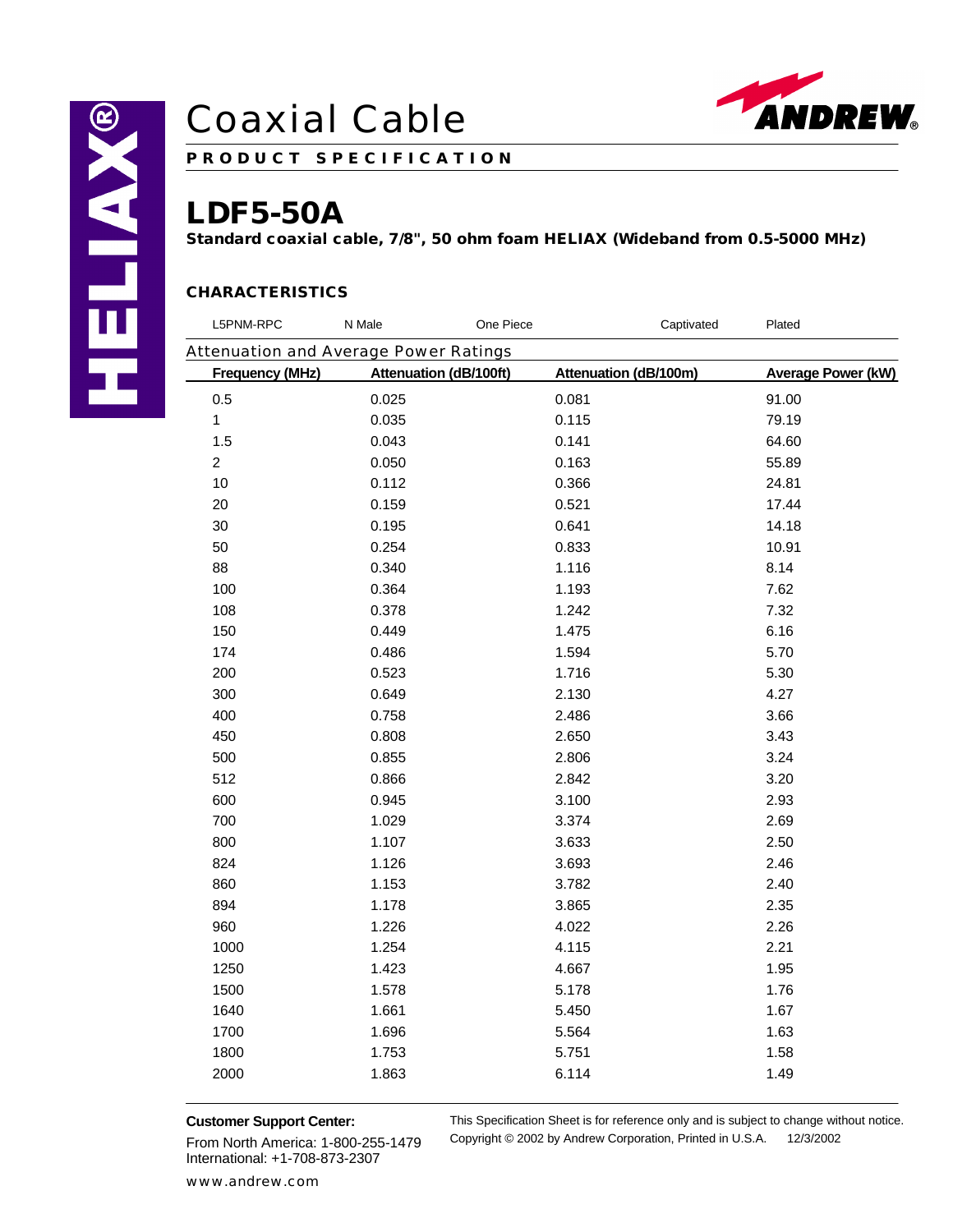# Coaxial Cable

**PRODUCT SPECIFICATION**

## LDF5-50A

**Standard coaxial cable, 7/8", 50 ohm foam HELIAX (Wideband from 0.5-5000 MHz)**

### CHARACTERISTICS

| L5PNM-RPC | N Male | One Piece | Captivated | Plated |
|---|---|---|---|---|

Attenuation and Average Power Ratings

| Frequency (MHz) | Attenuation (dB/100ft) | Attenuation (dB/100m) | Average Power (kW) |
|---|---|---|---|
| 0.5 | 0.025 | 0.081 | 91.00 |
| 1 | 0.035 | 0.115 | 79.19 |
| 1.5 | 0.043 | 0.141 | 64.60 |
| 2 | 0.050 | 0.163 | 55.89 |
| 10 | 0.112 | 0.366 | 24.81 |
| 20 | 0.159 | 0.521 | 17.44 |
| 30 | 0.195 | 0.641 | 14.18 |
| 50 | 0.254 | 0.833 | 10.91 |
| 88 | 0.340 | 1.116 | 8.14 |
| 100 | 0.364 | 1.193 | 7.62 |
| 108 | 0.378 | 1.242 | 7.32 |
| 150 | 0.449 | 1.475 | 6.16 |
| 174 | 0.486 | 1.594 | 5.70 |
| 200 | 0.523 | 1.716 | 5.30 |
| 300 | 0.649 | 2.130 | 4.27 |
| 400 | 0.758 | 2.486 | 3.66 |
| 450 | 0.808 | 2.650 | 3.43 |
| 500 | 0.855 | 2.806 | 3.24 |
| 512 | 0.866 | 2.842 | 3.20 |
| 600 | 0.945 | 3.100 | 2.93 |
| 700 | 1.029 | 3.374 | 2.69 |
| 800 | 1.107 | 3.633 | 2.50 |
| 824 | 1.126 | 3.693 | 2.46 |
| 860 | 1.153 | 3.782 | 2.40 |
| 894 | 1.178 | 3.865 | 2.35 |
| 960 | 1.226 | 4.022 | 2.26 |
| 1000 | 1.254 | 4.115 | 2.21 |
| 1250 | 1.423 | 4.667 | 1.95 |
| 1500 | 1.578 | 5.178 | 1.76 |
| 1640 | 1.661 | 5.450 | 1.67 |
| 1700 | 1.696 | 5.564 | 1.63 |
| 1800 | 1.753 | 5.751 | 1.58 |
| 2000 | 1.863 | 6.114 | 1.49 |

**Customer Support Center:**

From North America: 1-800-255-1479
International: +1-708-873-2307

www.andrew.com

This Specification Sheet is for reference only and is subject to change without notice.
Copyright © 2002 by Andrew Corporation, Printed in U.S.A. 12/3/2002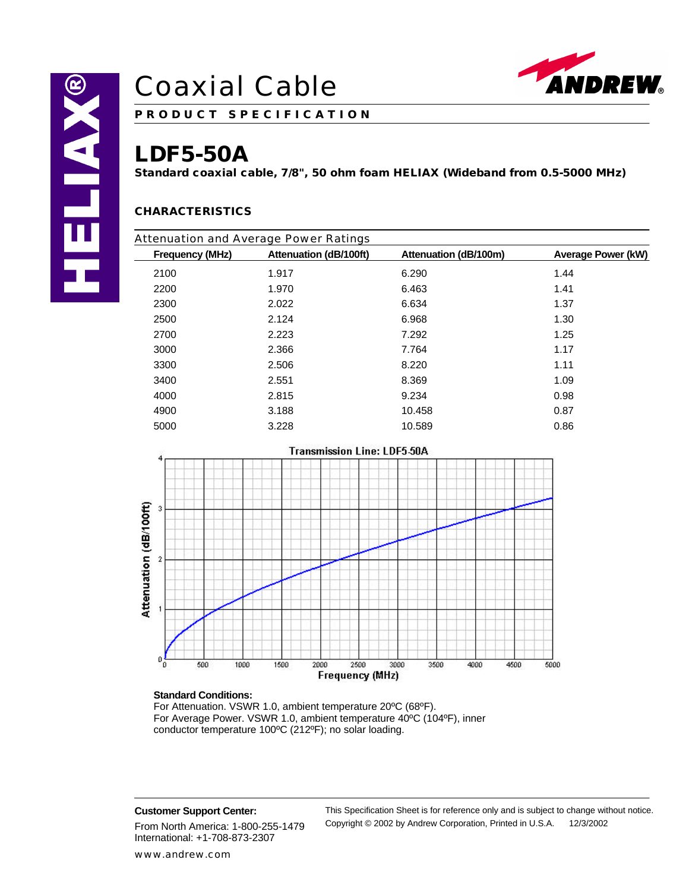HELIAX®

# Coaxial Cable

ANDREW®

**PRODUCT SPECIFICATION**

## LDF5-50A

**Standard coaxial cable, 7/8", 50 ohm foam HELIAX (Wideband from 0.5-5000 MHz)**

### CHARACTERISTICS

Attenuation and Average Power Ratings

| Frequency (MHz) | Attenuation (dB/100ft) | Attenuation (dB/100m) | Average Power (kW) |
|---|---|---|---|
| 2100 | 1.917 | 6.290 | 1.44 |
| 2200 | 1.970 | 6.463 | 1.41 |
| 2300 | 2.022 | 6.634 | 1.37 |
| 2500 | 2.124 | 6.968 | 1.30 |
| 2700 | 2.223 | 7.292 | 1.25 |
| 3000 | 2.366 | 7.764 | 1.17 |
| 3300 | 2.506 | 8.220 | 1.11 |
| 3400 | 2.551 | 8.369 | 1.09 |
| 4000 | 2.815 | 9.234 | 0.98 |
| 4900 | 3.188 | 10.458 | 0.87 |
| 5000 | 3.228 | 10.589 | 0.86 |

Transmission Line: LDF5-50A

Attenuation (dB/100ft)

0
1
2
3
4

0
500
1000
1500
2000
2500
3000
3500
4000
4500
5000

Frequency (MHz)

**Standard Conditions:**
For Attenuation. VSWR 1.0, ambient temperature 20ºC (68ºF).
For Average Power. VSWR 1.0, ambient temperature 40ºC (104ºF), inner conductor temperature 100ºC (212ºF); no solar loading.

**Customer Support Center:**
From North America: 1-800-255-1479
International: +1-708-873-2307

www.andrew.com

This Specification Sheet is for reference only and is subject to change without notice.
Copyright © 2002 by Andrew Corporation, Printed in U.S.A. 12/3/2002